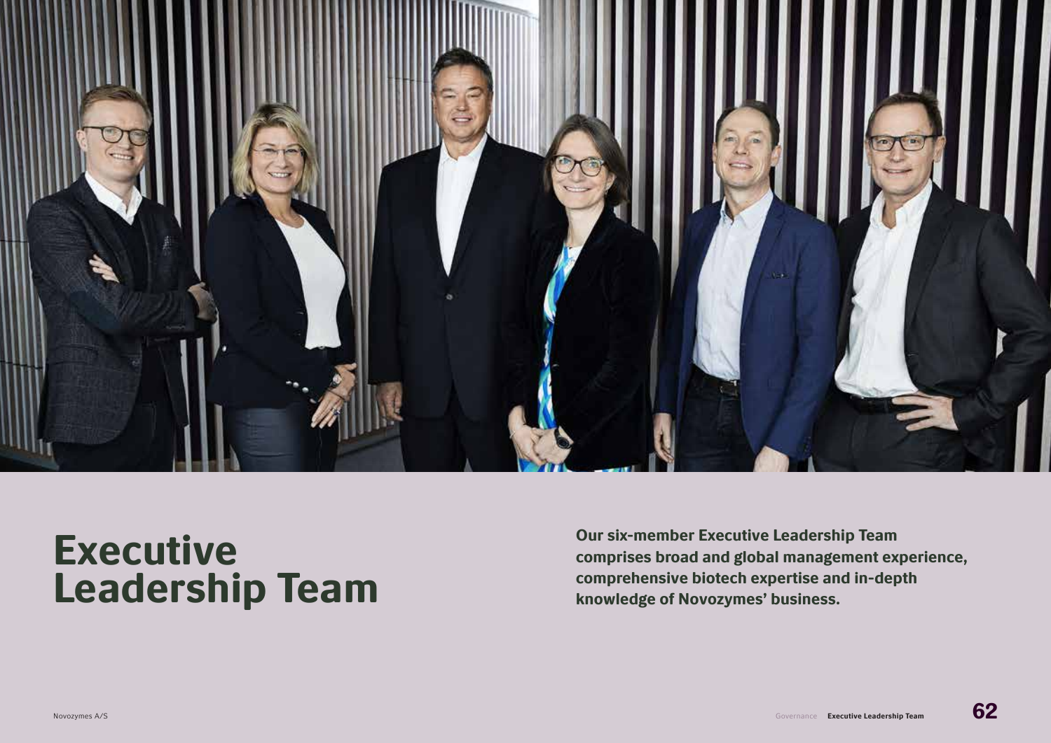# Executive Leadership Team

**Our six-member Executive Leadership Team comprises broad and global management experience, comprehensive biotech expertise and in-depth knowledge of Novozymes' business.**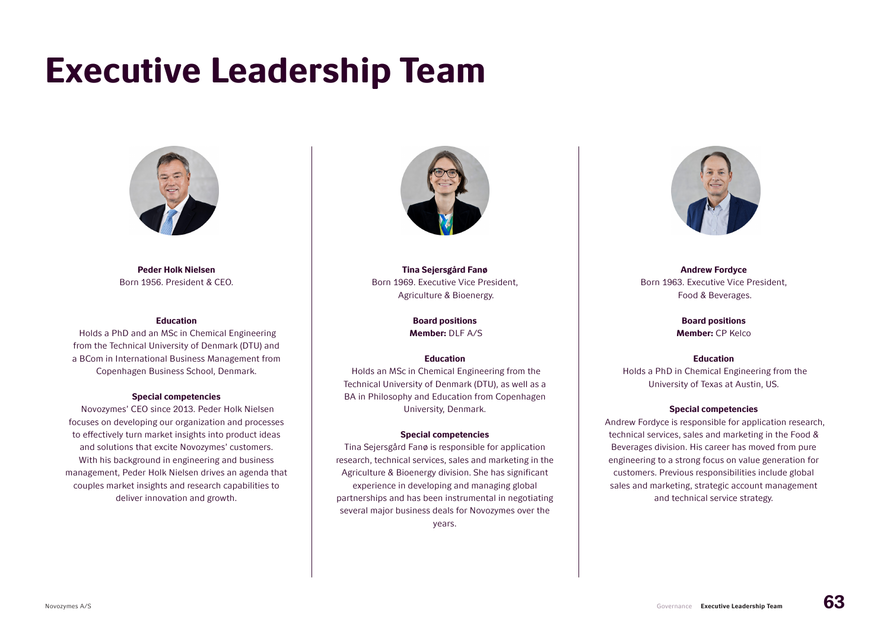# Executive Leadership Team

**Peder Holk Nielsen**
Born 1956. President & CEO.

**Education**

Holds a PhD and an MSc in Chemical Engineering from the Technical University of Denmark (DTU) and a BCom in International Business Management from Copenhagen Business School, Denmark.

**Special competencies**

Novozymes' CEO since 2013. Peder Holk Nielsen focuses on developing our organization and processes to effectively turn market insights into product ideas and solutions that excite Novozymes' customers. With his background in engineering and business management, Peder Holk Nielsen drives an agenda that couples market insights and research capabilities to deliver innovation and growth.

**Tina Sejersgård Fanø**
Born 1969. Executive Vice President, Agriculture & Bioenergy.

**Board positions**

**Member:** DLF A/S

**Education**

Holds an MSc in Chemical Engineering from the Technical University of Denmark (DTU), as well as a BA in Philosophy and Education from Copenhagen University, Denmark.

**Special competencies**

Tina Sejersgård Fanø is responsible for application research, technical services, sales and marketing in the Agriculture & Bioenergy division. She has significant experience in developing and managing global partnerships and has been instrumental in negotiating several major business deals for Novozymes over the years.

**Andrew Fordyce**
Born 1963. Executive Vice President, Food & Beverages.

**Board positions**

**Member:** CP Kelco

**Education**

Holds a PhD in Chemical Engineering from the University of Texas at Austin, US.

**Special competencies**

Andrew Fordyce is responsible for application research, technical services, sales and marketing in the Food & Beverages division. His career has moved from pure engineering to a strong focus on value generation for customers. Previous responsibilities include global sales and marketing, strategic account management and technical service strategy.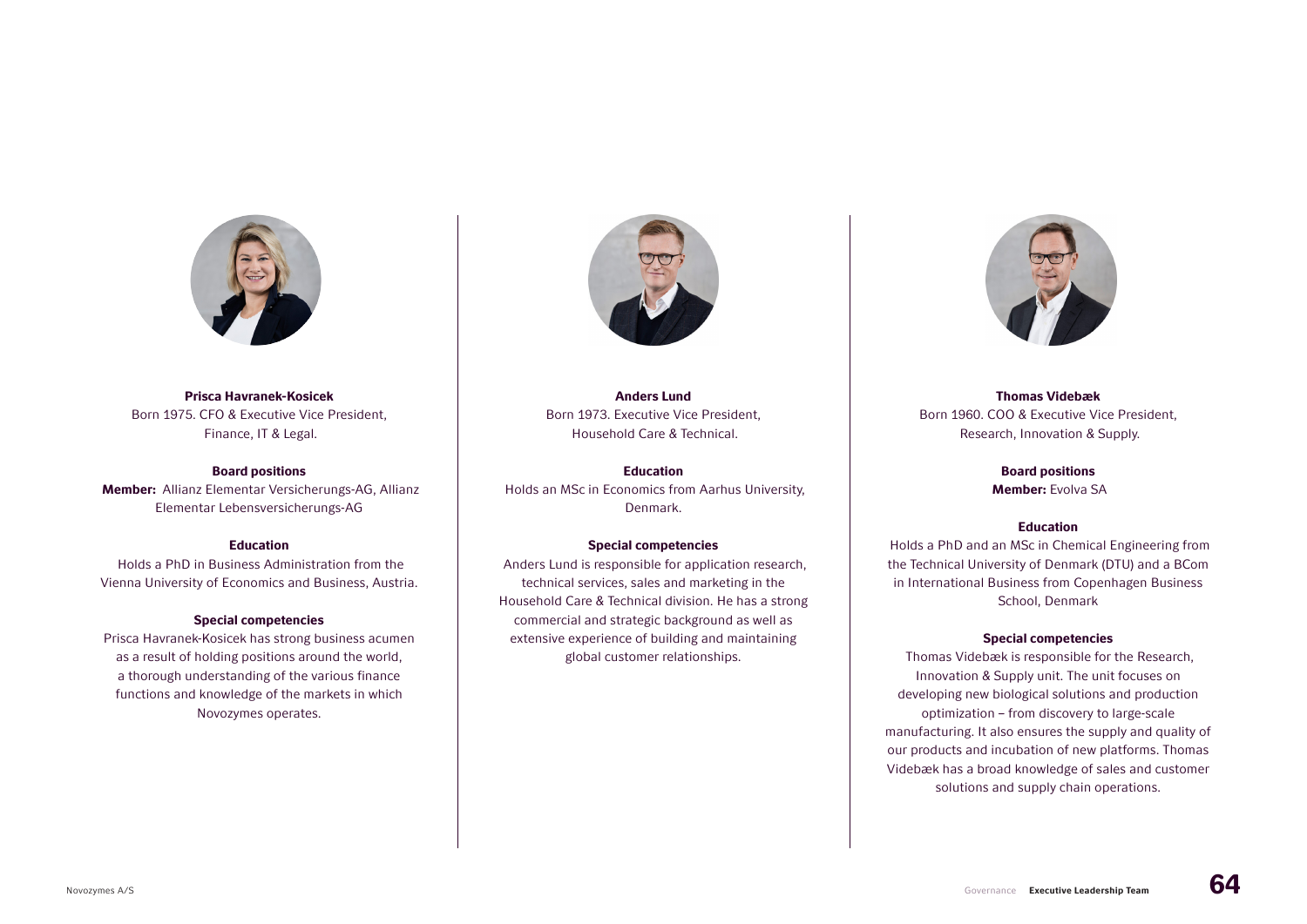**Prisca Havranek-Kosicek**
Born 1975. CFO & Executive Vice President, Finance, IT & Legal.

**Board positions**
**Member:** Allianz Elementar Versicherungs-AG, Allianz Elementar Lebensversicherungs-AG

**Education**
Holds a PhD in Business Administration from the Vienna University of Economics and Business, Austria.

**Special competencies**
Prisca Havranek-Kosicek has strong business acumen as a result of holding positions around the world, a thorough understanding of the various finance functions and knowledge of the markets in which Novozymes operates.

**Anders Lund**
Born 1973. Executive Vice President, Household Care & Technical.

**Education**
Holds an MSc in Economics from Aarhus University, Denmark.

**Special competencies**
Anders Lund is responsible for application research, technical services, sales and marketing in the Household Care & Technical division. He has a strong commercial and strategic background as well as extensive experience of building and maintaining global customer relationships.

**Thomas Videbæk**
Born 1960. COO & Executive Vice President, Research, Innovation & Supply.

**Board positions**
**Member:** Evolva SA

**Education**
Holds a PhD and an MSc in Chemical Engineering from the Technical University of Denmark (DTU) and a BCom in International Business from Copenhagen Business School, Denmark

**Special competencies**
Thomas Videbæk is responsible for the Research, Innovation & Supply unit. The unit focuses on developing new biological solutions and production optimization – from discovery to large-scale manufacturing. It also ensures the supply and quality of our products and incubation of new platforms. Thomas Videbæk has a broad knowledge of sales and customer solutions and supply chain operations.